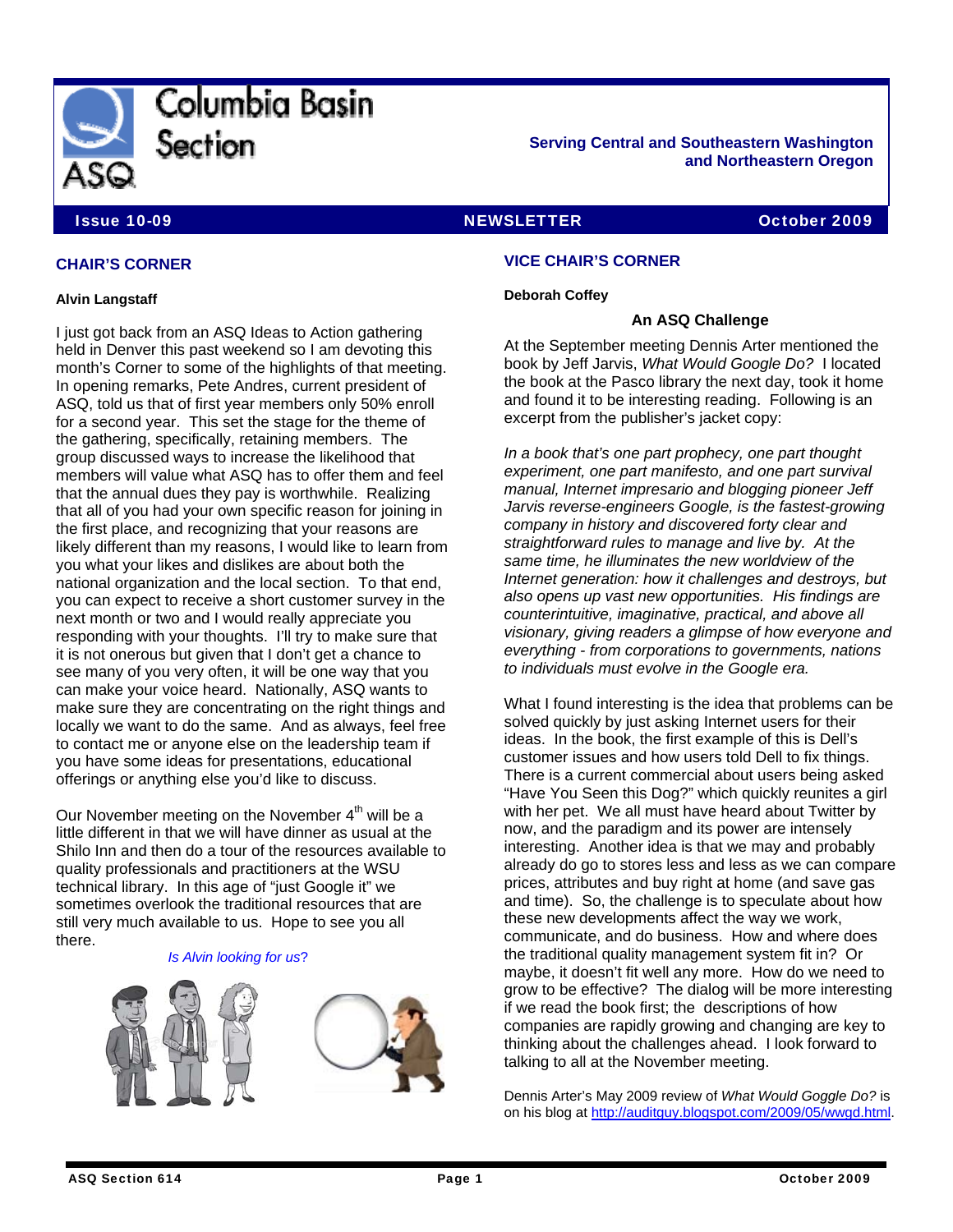# Columbia Basin Section

**Serving Central and Southeastern Washington and Northeastern Oregon**

**Issue 10-09 — NEWSLETTER — October 2009**

## CHAIR'S CORNER

**Alvin Langstaff**

I just got back from an ASQ Ideas to Action gathering held in Denver this past weekend so I am devoting this month's Corner to some of the highlights of that meeting. In opening remarks, Pete Andres, current president of ASQ, told us that of first year members only 50% enroll for a second year. This set the stage for the theme of the gathering, specifically, retaining members. The group discussed ways to increase the likelihood that members will value what ASQ has to offer them and feel that the annual dues they pay is worthwhile. Realizing that all of you had your own specific reason for joining in the first place, and recognizing that your reasons are likely different than my reasons, I would like to learn from you what your likes and dislikes are about both the national organization and the local section. To that end, you can expect to receive a short customer survey in the next month or two and I would really appreciate you responding with your thoughts. I'll try to make sure that it is not onerous but given that I don't get a chance to see many of you very often, it will be one way that you can make your voice heard. Nationally, ASQ wants to make sure they are concentrating on the right things and locally we want to do the same. And as always, feel free to contact me or anyone else on the leadership team if you have some ideas for presentations, educational offerings or anything else you'd like to discuss.

Our November meeting on the November 4th will be a little different in that we will have dinner as usual at the Shilo Inn and then do a tour of the resources available to quality professionals and practitioners at the WSU technical library. In this age of "just Google it" we sometimes overlook the traditional resources that are still very much available to us. Hope to see you all there.

*Is Alvin looking for us?*

## VICE CHAIR'S CORNER

**Deborah Coffey**

### An ASQ Challenge

At the September meeting Dennis Arter mentioned the book by Jeff Jarvis, *What Would Google Do?* I located the book at the Pasco library the next day, took it home and found it to be interesting reading. Following is an excerpt from the publisher's jacket copy:

*In a book that's one part prophecy, one part thought experiment, one part manifesto, and one part survival manual, Internet impresario and blogging pioneer Jeff Jarvis reverse-engineers Google, is the fastest-growing company in history and discovered forty clear and straightforward rules to manage and live by. At the same time, he illuminates the new worldview of the Internet generation: how it challenges and destroys, but also opens up vast new opportunities. His findings are counterintuitive, imaginative, practical, and above all visionary, giving readers a glimpse of how everyone and everything - from corporations to governments, nations to individuals must evolve in the Google era.*

What I found interesting is the idea that problems can be solved quickly by just asking Internet users for their ideas. In the book, the first example of this is Dell's customer issues and how users told Dell to fix things. There is a current commercial about users being asked "Have You Seen this Dog?" which quickly reunites a girl with her pet. We all must have heard about Twitter by now, and the paradigm and its power are intensely interesting. Another idea is that we may and probably already do go to stores less and less as we can compare prices, attributes and buy right at home (and save gas and time). So, the challenge is to speculate about how these new developments affect the way we work, communicate, and do business. How and where does the traditional quality management system fit in? Or maybe, it doesn't fit well any more. How do we need to grow to be effective? The dialog will be more interesting if we read the book first; the descriptions of how companies are rapidly growing and changing are key to thinking about the challenges ahead. I look forward to talking to all at the November meeting.

Dennis Arter's May 2009 review of *What Would Goggle Do?* is on his blog at http://auditguy.blogspot.com/2009/05/wwgd.html.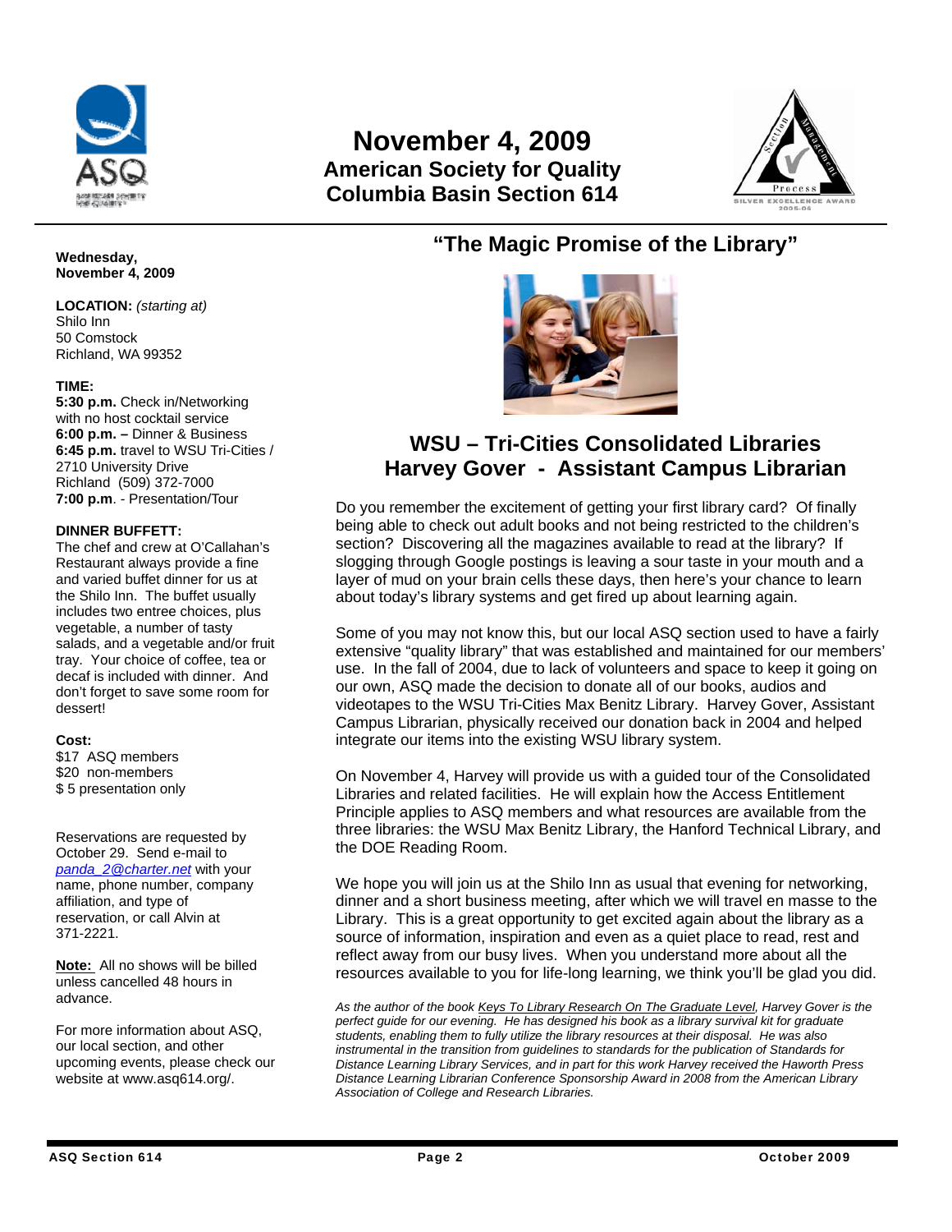# November 4, 2009
## American Society for Quality
## Columbia Basin Section 614

**Wednesday, November 4, 2009**

**LOCATION:** *(starting at)*
Shilo Inn
50 Comstock
Richland, WA 99352

**TIME:**
**5:30 p.m.** Check in/Networking with no host cocktail service
**6:00 p.m. –** Dinner & Business
**6:45 p.m.** travel to WSU Tri-Cities / 2710 University Drive Richland (509) 372-7000
**7:00 p.m**. - Presentation/Tour

**DINNER BUFFETT:**
The chef and crew at O'Callahan's Restaurant always provide a fine and varied buffet dinner for us at the Shilo Inn. The buffet usually includes two entree choices, plus vegetable, a number of tasty salads, and a vegetable and/or fruit tray. Your choice of coffee, tea or decaf is included with dinner. And don't forget to save some room for dessert!

**Cost:**
$17 ASQ members
$20 non-members
$ 5 presentation only

Reservations are requested by October 29. Send e-mail to *panda_2@charter.net* with your name, phone number, company affiliation, and type of reservation, or call Alvin at 371-2221.

**Note:** All no shows will be billed unless cancelled 48 hours in advance.

For more information about ASQ, our local section, and other upcoming events, please check our website at www.asq614.org/.

## "The Magic Promise of the Library"

## WSU – Tri-Cities Consolidated Libraries
## Harvey Gover - Assistant Campus Librarian

Do you remember the excitement of getting your first library card? Of finally being able to check out adult books and not being restricted to the children's section? Discovering all the magazines available to read at the library? If slogging through Google postings is leaving a sour taste in your mouth and a layer of mud on your brain cells these days, then here's your chance to learn about today's library systems and get fired up about learning again.

Some of you may not know this, but our local ASQ section used to have a fairly extensive "quality library" that was established and maintained for our members' use. In the fall of 2004, due to lack of volunteers and space to keep it going on our own, ASQ made the decision to donate all of our books, audios and videotapes to the WSU Tri-Cities Max Benitz Library. Harvey Gover, Assistant Campus Librarian, physically received our donation back in 2004 and helped integrate our items into the existing WSU library system.

On November 4, Harvey will provide us with a guided tour of the Consolidated Libraries and related facilities. He will explain how the Access Entitlement Principle applies to ASQ members and what resources are available from the three libraries: the WSU Max Benitz Library, the Hanford Technical Library, and the DOE Reading Room.

We hope you will join us at the Shilo Inn as usual that evening for networking, dinner and a short business meeting, after which we will travel en masse to the Library. This is a great opportunity to get excited again about the library as a source of information, inspiration and even as a quiet place to read, rest and reflect away from our busy lives. When you understand more about all the resources available to you for life-long learning, we think you'll be glad you did.

*As the author of the book Keys To Library Research On The Graduate Level, Harvey Gover is the perfect guide for our evening. He has designed his book as a library survival kit for graduate students, enabling them to fully utilize the library resources at their disposal. He was also instrumental in the transition from guidelines to standards for the publication of Standards for Distance Learning Library Services, and in part for this work Harvey received the Haworth Press Distance Learning Librarian Conference Sponsorship Award in 2008 from the American Library Association of College and Research Libraries.*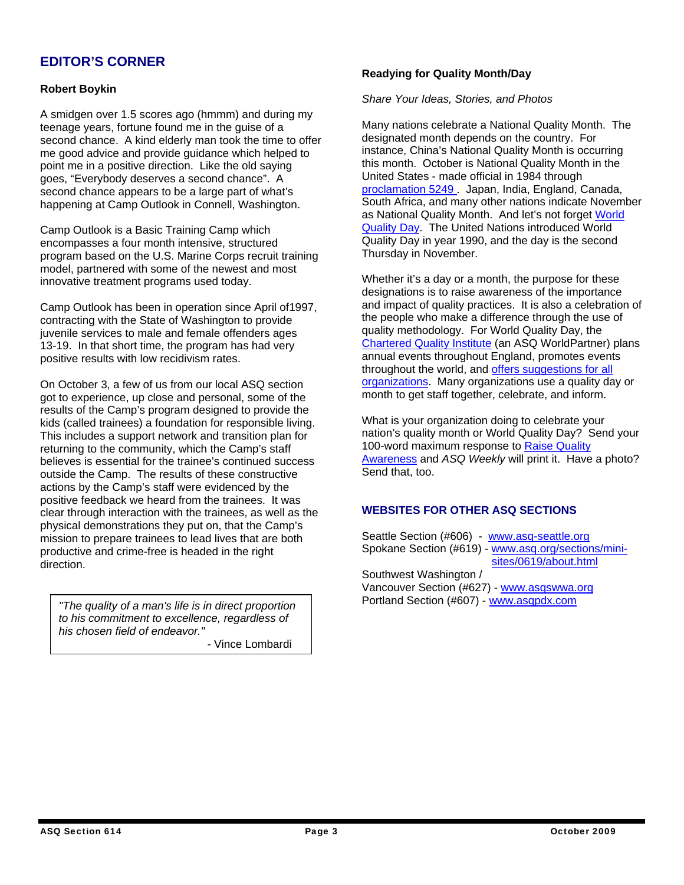## EDITOR'S CORNER

**Robert Boykin**

A smidgen over 1.5 scores ago (hmmm) and during my teenage years, fortune found me in the guise of a second chance. A kind elderly man took the time to offer me good advice and provide guidance which helped to point me in a positive direction. Like the old saying goes, "Everybody deserves a second chance". A second chance appears to be a large part of what's happening at Camp Outlook in Connell, Washington.

Camp Outlook is a Basic Training Camp which encompasses a four month intensive, structured program based on the U.S. Marine Corps recruit training model, partnered with some of the newest and most innovative treatment programs used today.

Camp Outlook has been in operation since April of1997, contracting with the State of Washington to provide juvenile services to male and female offenders ages 13-19. In that short time, the program has had very positive results with low recidivism rates.

On October 3, a few of us from our local ASQ section got to experience, up close and personal, some of the results of the Camp's program designed to provide the kids (called trainees) a foundation for responsible living. This includes a support network and transition plan for returning to the community, which the Camp's staff believes is essential for the trainee's continued success outside the Camp. The results of these constructive actions by the Camp's staff were evidenced by the positive feedback we heard from the trainees. It was clear through interaction with the trainees, as well as the physical demonstrations they put on, that the Camp's mission to prepare trainees to lead lives that are both productive and crime-free is headed in the right direction.

> *"The quality of a man's life is in direct proportion to his commitment to excellence, regardless of his chosen field of endeavor."*
>
> \- Vince Lombardi

**Readying for Quality Month/Day**

*Share Your Ideas, Stories, and Photos*

Many nations celebrate a National Quality Month. The designated month depends on the country. For instance, China's National Quality Month is occurring this month. October is National Quality Month in the United States - made official in 1984 through proclamation 5249. Japan, India, England, Canada, South Africa, and many other nations indicate November as National Quality Month. And let's not forget World Quality Day. The United Nations introduced World Quality Day in year 1990, and the day is the second Thursday in November.

Whether it's a day or a month, the purpose for these designations is to raise awareness of the importance and impact of quality practices. It is also a celebration of the people who make a difference through the use of quality methodology. For World Quality Day, the Chartered Quality Institute (an ASQ WorldPartner) plans annual events throughout England, promotes events throughout the world, and offers suggestions for all organizations. Many organizations use a quality day or month to get staff together, celebrate, and inform.

What is your organization doing to celebrate your nation's quality month or World Quality Day? Send your 100-word maximum response to Raise Quality Awareness and *ASQ Weekly* will print it. Have a photo? Send that, too.

## WEBSITES FOR OTHER ASQ SECTIONS

Seattle Section (#606) - www.asq-seattle.org
Spokane Section (#619) - www.asq.org/sections/mini-sites/0619/about.html
Southwest Washington / Vancouver Section (#627) - www.asqswwa.org
Portland Section (#607) - www.asqpdx.com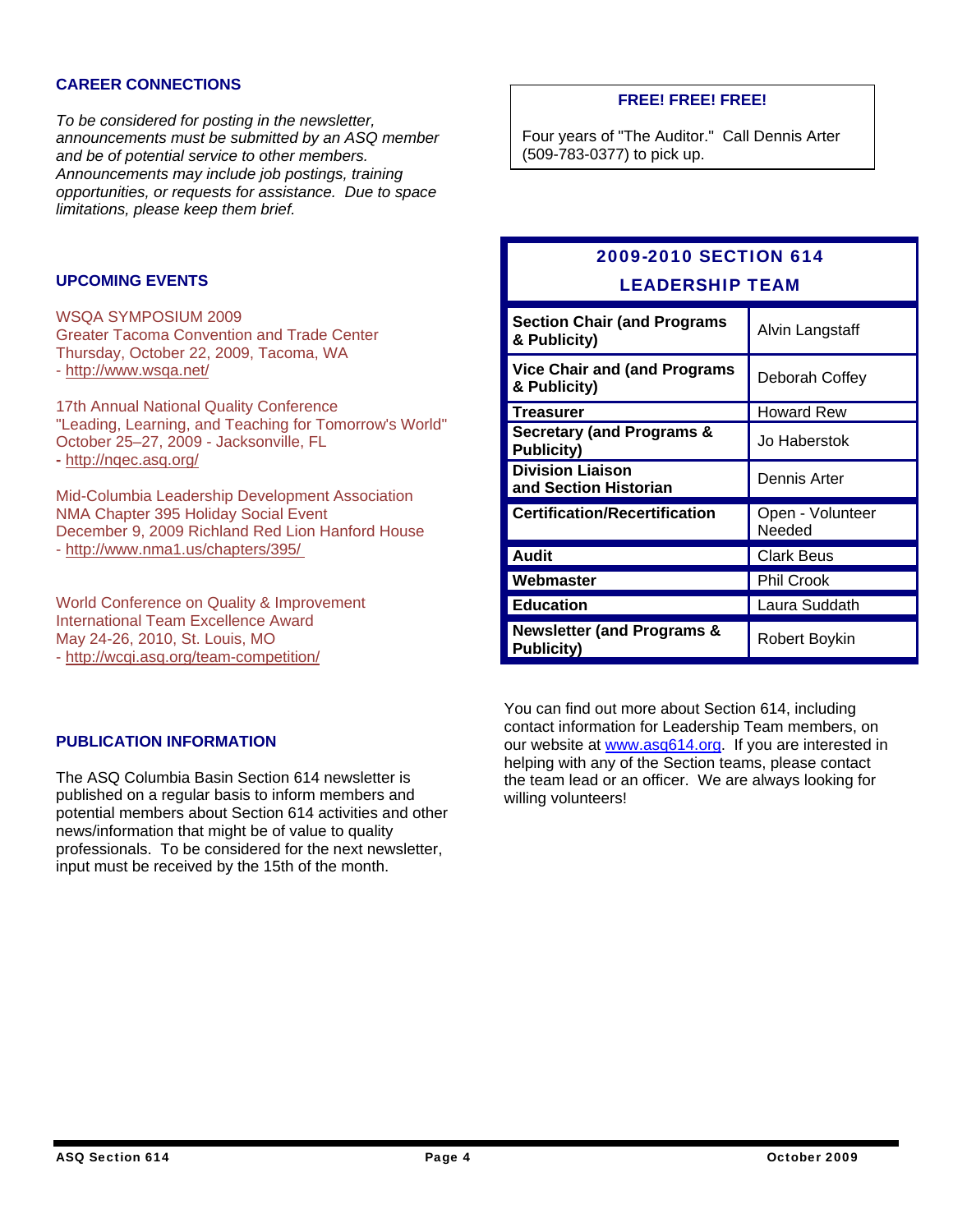## CAREER CONNECTIONS

*To be considered for posting in the newsletter, announcements must be submitted by an ASQ member and be of potential service to other members. Announcements may include job postings, training opportunities, or requests for assistance. Due to space limitations, please keep them brief.*

## UPCOMING EVENTS

WSQA SYMPOSIUM 2009
Greater Tacoma Convention and Trade Center
Thursday, October 22, 2009, Tacoma, WA
- http://www.wsqa.net/

17th Annual National Quality Conference
"Leading, Learning, and Teaching for Tomorrow's World"
October 25–27, 2009 - Jacksonville, FL
- http://nqec.asq.org/

Mid-Columbia Leadership Development Association
NMA Chapter 395 Holiday Social Event
December 9, 2009 Richland Red Lion Hanford House
- http://www.nma1.us/chapters/395/

World Conference on Quality & Improvement
International Team Excellence Award
May 24-26, 2010, St. Louis, MO
- http://wcqi.asq.org/team-competition/

## PUBLICATION INFORMATION

The ASQ Columbia Basin Section 614 newsletter is published on a regular basis to inform members and potential members about Section 614 activities and other news/information that might be of value to quality professionals. To be considered for the next newsletter, input must be received by the 15th of the month.

**FREE! FREE! FREE!**

Four years of "The Auditor." Call Dennis Arter (509-783-0377) to pick up.

## 2009-2010 SECTION 614 LEADERSHIP TEAM

| | |
|---|---|
| **Section Chair (and Programs & Publicity)** | Alvin Langstaff |
| **Vice Chair and (and Programs & Publicity)** | Deborah Coffey |
| **Treasurer** | Howard Rew |
| **Secretary (and Programs & Publicity)** | Jo Haberstok |
| **Division Liaison and Section Historian** | Dennis Arter |
| **Certification/Recertification** | Open - Volunteer Needed |
| **Audit** | Clark Beus |
| **Webmaster** | Phil Crook |
| **Education** | Laura Suddath |
| **Newsletter (and Programs & Publicity)** | Robert Boykin |

You can find out more about Section 614, including contact information for Leadership Team members, on our website at www.asq614.org. If you are interested in helping with any of the Section teams, please contact the team lead or an officer. We are always looking for willing volunteers!